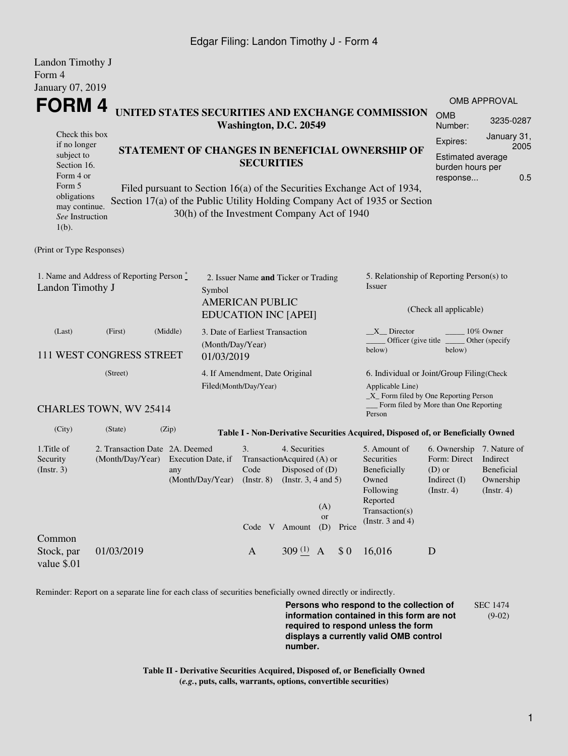Landon Timothy J
Form 4
January 07, 2019

# FORM 4

**UNITED STATES SECURITIES AND EXCHANGE COMMISSION**
**Washington, D.C. 20549**

| OMB APPROVAL | |
|---|---|
| OMB Number: | 3235-0287 |
| Expires: | January 31, 2005 |
| Estimated average burden hours per response... | 0.5 |

Check this box if no longer subject to Section 16. Form 4 or Form 5 obligations may continue. *See* Instruction 1(b).

**STATEMENT OF CHANGES IN BENEFICIAL OWNERSHIP OF SECURITIES**

Filed pursuant to Section 16(a) of the Securities Exchange Act of 1934, Section 17(a) of the Public Utility Holding Company Act of 1935 or Section 30(h) of the Investment Company Act of 1940

(Print or Type Responses)

1. Name and Address of Reporting Person *
Landon Timothy J

(Last) (First) (Middle)

111 WEST CONGRESS STREET

(Street)

CHARLES TOWN, WV 25414

(City) (State) (Zip)

2. Issuer Name **and** Ticker or Trading Symbol
AMERICAN PUBLIC EDUCATION INC [APEI]

3. Date of Earliest Transaction (Month/Day/Year)
01/03/2019

4. If Amendment, Date Original Filed(Month/Day/Year)

5. Relationship of Reporting Person(s) to Issuer

(Check all applicable)

\_\_X\_\_ Director \_\_\_\_\_ 10% Owner
\_\_\_\_\_ Officer (give title below) \_\_\_\_\_ Other (specify below)

6. Individual or Joint/Group Filing(Check Applicable Line)
\_X\_ Form filed by One Reporting Person
\_\_\_ Form filed by More than One Reporting Person

**Table I - Non-Derivative Securities Acquired, Disposed of, or Beneficially Owned**

| 1.Title of Security (Instr. 3) | 2. Transaction Date (Month/Day/Year) | 2A. Deemed Execution Date, if any (Month/Day/Year) | 3. Transaction Code (Instr. 8) | | 4. Securities Acquired (A) or Disposed of (D) (Instr. 3, 4 and 5) | | | 5. Amount of Securities Beneficially Owned Following Reported Transaction(s) (Instr. 3 and 4) | 6. Ownership Form: Direct (D) or Indirect (I) (Instr. 4) | 7. Nature of Indirect Beneficial Ownership (Instr. 4) |
|---|---|---|---|---|---|---|---|---|---|---|
| | | | Code | V | Amount | (A) or (D) | Price | | | |
| Common Stock, par value $.01 | 01/03/2019 | | A | | 309 (1) | A | $ 0 | 16,016 | D | |

Reminder: Report on a separate line for each class of securities beneficially owned directly or indirectly.

**Persons who respond to the collection of information contained in this form are not required to respond unless the form displays a currently valid OMB control number.**

SEC 1474 (9-02)

**Table II - Derivative Securities Acquired, Disposed of, or Beneficially Owned**
**(*e.g.*, puts, calls, warrants, options, convertible securities)**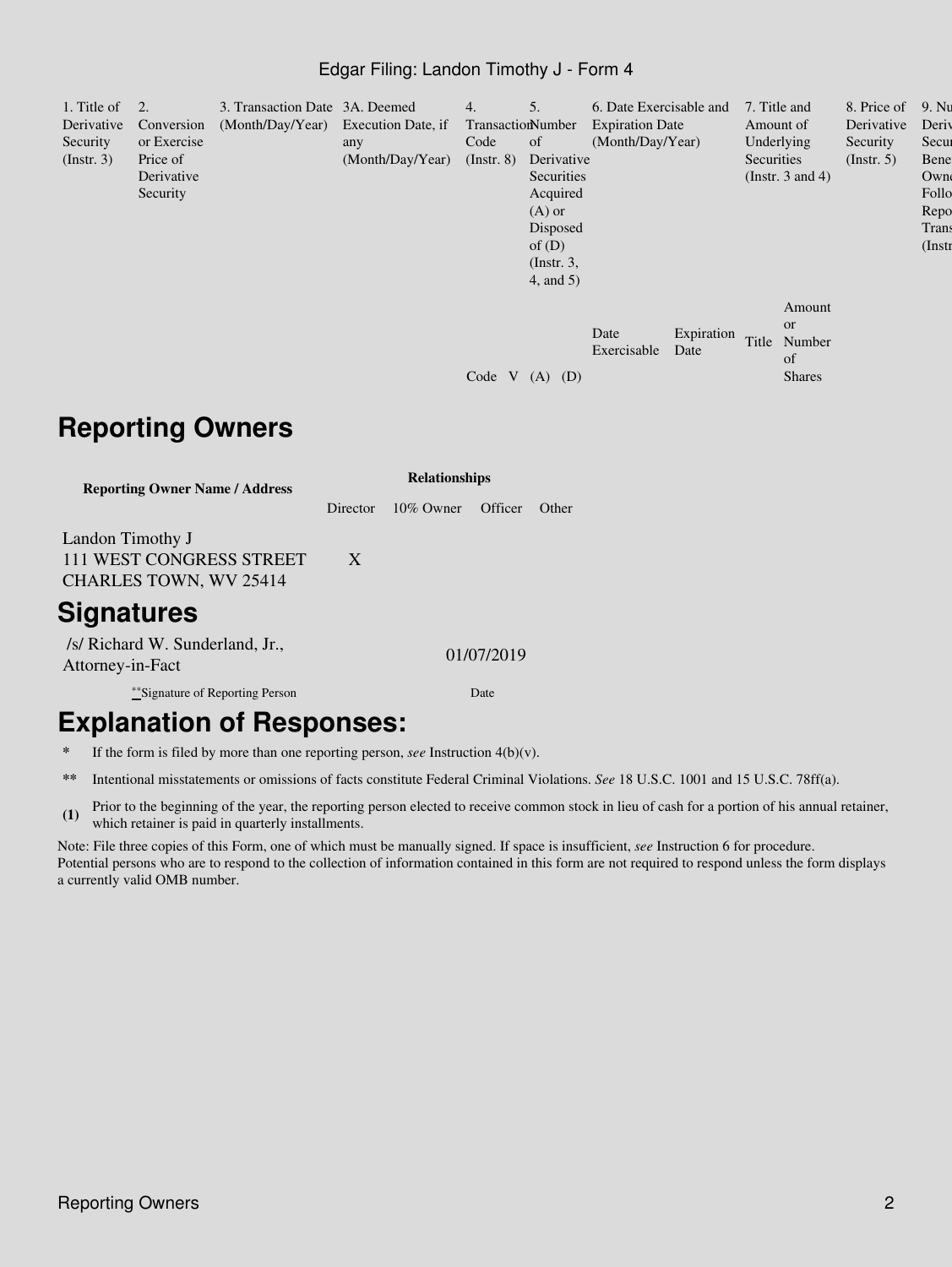| 1. Title of Derivative Security (Instr. 3) | 2. Conversion or Exercise Price of Derivative Security | 3. Transaction Date (Month/Day/Year) | 3A. Deemed Execution Date, if any (Month/Day/Year) | 4. Transaction Code (Instr. 8) | | 5. Number of Derivative Securities Acquired (A) or Disposed of (D) (Instr. 3, 4, and 5) | | 6. Date Exercisable and Expiration Date (Month/Day/Year) | | 7. Title and Amount of Underlying Securities (Instr. 3 and 4) | | 8. Price of Derivative Security (Instr. 5) | 9. Nu Deriv Secur Bene Own Follo Repo Trans (Instr |
|---|---|---|---|---|---|---|---|---|---|---|---|---|---|
| | | | | Code | V | (A) | (D) | Date Exercisable | Expiration Date | Title | Amount or Number of Shares | | |

# Reporting Owners

| Reporting Owner Name / Address | Relationships | | | |
|---|---|---|---|---|
| | Director | 10% Owner | Officer | Other |
| Landon Timothy J<br>111 WEST CONGRESS STREET<br>CHARLES TOWN, WV 25414 | X | | | |

# Signatures

| | |
|---|---|
| /s/ Richard W. Sunderland, Jr., Attorney-in-Fact | 01/07/2019 |
| **Signature of Reporting Person | Date |

# Explanation of Responses:

\* If the form is filed by more than one reporting person, *see* Instruction 4(b)(v).

** Intentional misstatements or omissions of facts constitute Federal Criminal Violations. *See* 18 U.S.C. 1001 and 15 U.S.C. 78ff(a).

**(1)** Prior to the beginning of the year, the reporting person elected to receive common stock in lieu of cash for a portion of his annual retainer, which retainer is paid in quarterly installments.

Note: File three copies of this Form, one of which must be manually signed. If space is insufficient, *see* Instruction 6 for procedure.
Potential persons who are to respond to the collection of information contained in this form are not required to respond unless the form displays a currently valid OMB number.